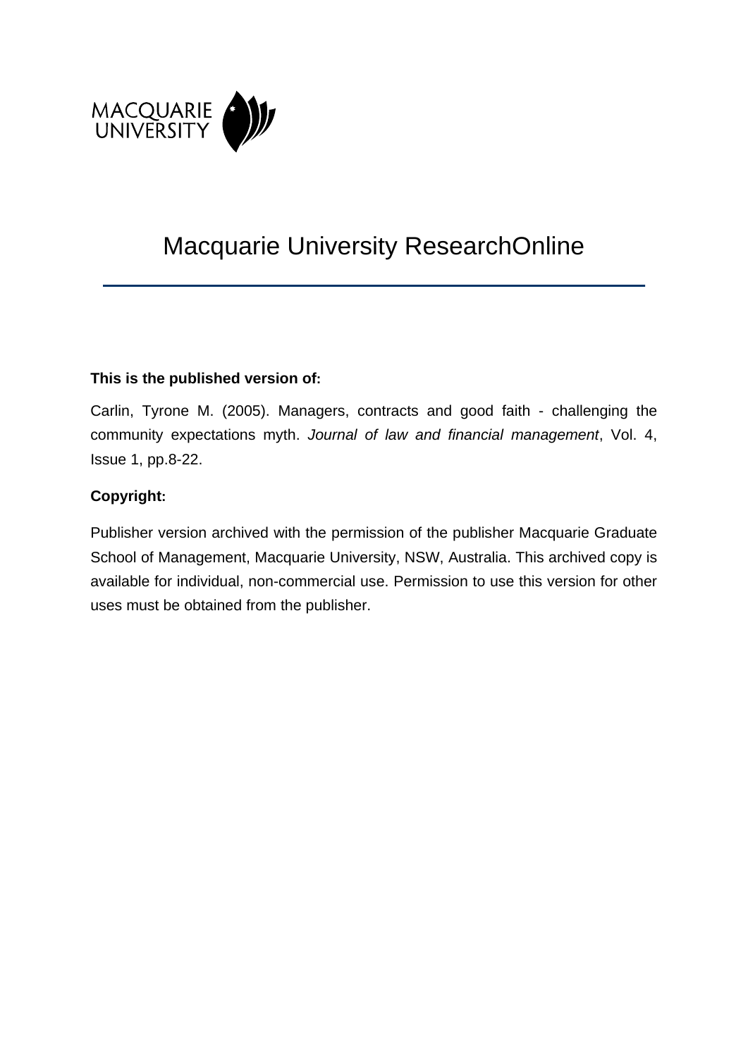MACQUARIE UNIVERSITY

# Macquarie University ResearchOnline

**This is the published version of:**

Carlin, Tyrone M. (2005). Managers, contracts and good faith - challenging the community expectations myth. *Journal of law and financial management*, Vol. 4, Issue 1, pp.8-22.

**Copyright:**

Publisher version archived with the permission of the publisher Macquarie Graduate School of Management, Macquarie University, NSW, Australia. This archived copy is available for individual, non-commercial use. Permission to use this version for other uses must be obtained from the publisher.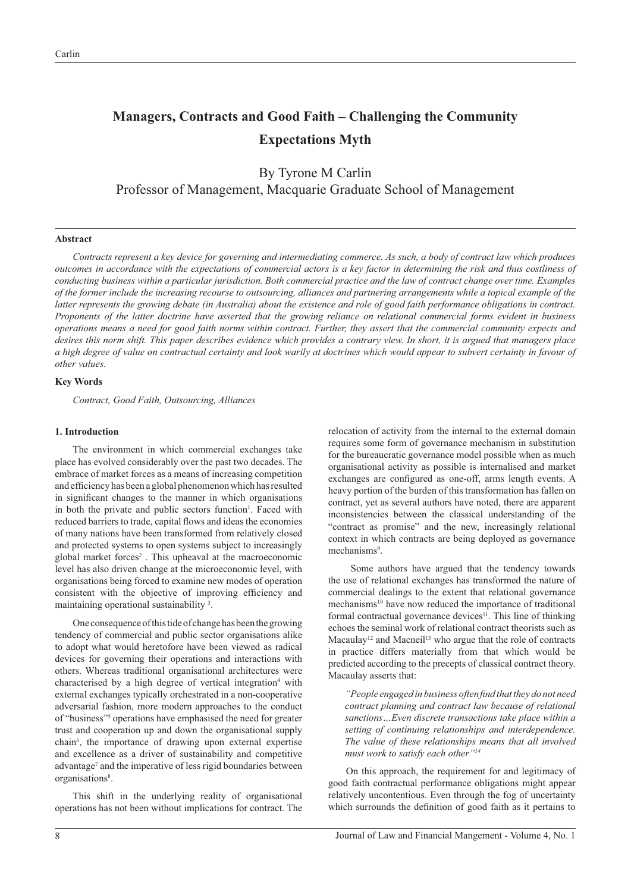# Managers, Contracts and Good Faith – Challenging the Community Expectations Myth

By Tyrone M Carlin

Professor of Management, Macquarie Graduate School of Management

### Abstract

*Contracts represent a key device for governing and intermediating commerce. As such, a body of contract law which produces outcomes in accordance with the expectations of commercial actors is a key factor in determining the risk and thus costliness of conducting business within a particular jurisdiction. Both commercial practice and the law of contract change over time. Examples of the former include the increasing recourse to outsourcing, alliances and partnering arrangements while a topical example of the latter represents the growing debate (in Australia) about the existence and role of good faith performance obligations in contract. Proponents of the latter doctrine have asserted that the growing reliance on relational commercial forms evident in business operations means a need for good faith norms within contract. Further, they assert that the commercial community expects and desires this norm shift. This paper describes evidence which provides a contrary view. In short, it is argued that managers place a high degree of value on contractual certainty and look warily at doctrines which would appear to subvert certainty in favour of other values.*

### Key Words

*Contract, Good Faith, Outsourcing, Alliances*

### 1. Introduction

The environment in which commercial exchanges take place has evolved considerably over the past two decades. The embrace of market forces as a means of increasing competition and efficiency has been a global phenomenon which has resulted in significant changes to the manner in which organisations in both the private and public sectors function[1]. Faced with reduced barriers to trade, capital flows and ideas the economies of many nations have been transformed from relatively closed and protected systems to open systems subject to increasingly global market forces[2]. This upheaval at the macroeconomic level has also driven change at the microeconomic level, with organisations being forced to examine new modes of operation consistent with the objective of improving efficiency and maintaining operational sustainability [3].

One consequence of this tide of change has been the growing tendency of commercial and public sector organisations alike to adopt what would heretofore have been viewed as radical devices for governing their operations and interactions with others. Whereas traditional organisational architectures were characterised by a high degree of vertical integration[4] with external exchanges typically orchestrated in a non-cooperative adversarial fashion, more modern approaches to the conduct of "business"[5] operations have emphasised the need for greater trust and cooperation up and down the organisational supply chain[6], the importance of drawing upon external expertise and excellence as a driver of sustainability and competitive advantage[7] and the imperative of less rigid boundaries between organisations[8].

This shift in the underlying reality of organisational operations has not been without implications for contract. The relocation of activity from the internal to the external domain requires some form of governance mechanism in substitution for the bureaucratic governance model possible when as much organisational activity as possible is internalised and market exchanges are configured as one-off, arms length events. A heavy portion of the burden of this transformation has fallen on contract, yet as several authors have noted, there are apparent inconsistencies between the classical understanding of the "contract as promise" and the new, increasingly relational context in which contracts are being deployed as governance mechanisms[9].

Some authors have argued that the tendency towards the use of relational exchanges has transformed the nature of commercial dealings to the extent that relational governance mechanisms[10] have now reduced the importance of traditional formal contractual governance devices[11]. This line of thinking echoes the seminal work of relational contract theorists such as Macaulay[12] and Macneil[13] who argue that the role of contracts in practice differs materially from that which would be predicted according to the precepts of classical contract theory. Macaulay asserts that:

> *"People engaged in business often find that they do not need contract planning and contract law because of relational sanctions…Even discrete transactions take place within a setting of continuing relationships and interdependence. The value of these relationships means that all involved must work to satisfy each other"[14]*

On this approach, the requirement for and legitimacy of good faith contractual performance obligations might appear relatively uncontentious. Even through the fog of uncertainty which surrounds the definition of good faith as it pertains to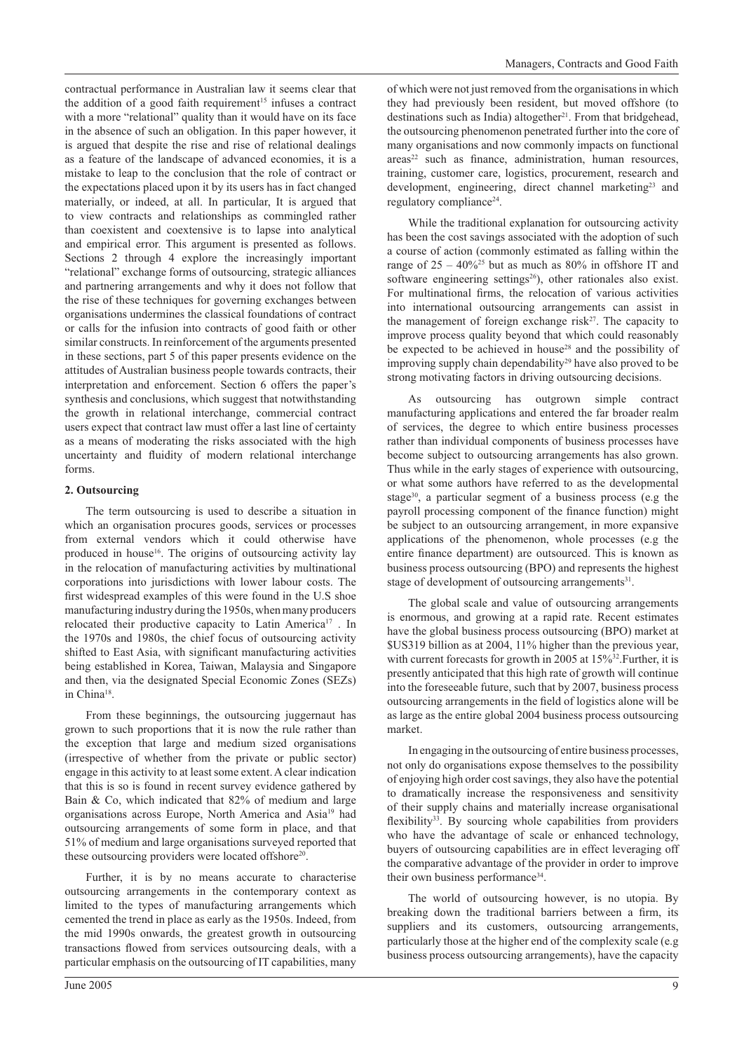contractual performance in Australian law it seems clear that the addition of a good faith requirement[15] infuses a contract with a more "relational" quality than it would have on its face in the absence of such an obligation. In this paper however, it is argued that despite the rise and rise of relational dealings as a feature of the landscape of advanced economies, it is a mistake to leap to the conclusion that the role of contract or the expectations placed upon it by its users has in fact changed materially, or indeed, at all. In particular, It is argued that to view contracts and relationships as commingled rather than coexistent and coextensive is to lapse into analytical and empirical error. This argument is presented as follows. Sections 2 through 4 explore the increasingly important "relational" exchange forms of outsourcing, strategic alliances and partnering arrangements and why it does not follow that the rise of these techniques for governing exchanges between organisations undermines the classical foundations of contract or calls for the infusion into contracts of good faith or other similar constructs. In reinforcement of the arguments presented in these sections, part 5 of this paper presents evidence on the attitudes of Australian business people towards contracts, their interpretation and enforcement. Section 6 offers the paper's synthesis and conclusions, which suggest that notwithstanding the growth in relational interchange, commercial contract users expect that contract law must offer a last line of certainty as a means of moderating the risks associated with the high uncertainty and fluidity of modern relational interchange forms.

## 2. Outsourcing

The term outsourcing is used to describe a situation in which an organisation procures goods, services or processes from external vendors which it could otherwise have produced in house[16]. The origins of outsourcing activity lay in the relocation of manufacturing activities by multinational corporations into jurisdictions with lower labour costs. The first widespread examples of this were found in the U.S shoe manufacturing industry during the 1950s, when many producers relocated their productive capacity to Latin America[17] . In the 1970s and 1980s, the chief focus of outsourcing activity shifted to East Asia, with significant manufacturing activities being established in Korea, Taiwan, Malaysia and Singapore and then, via the designated Special Economic Zones (SEZs) in China[18].

From these beginnings, the outsourcing juggernaut has grown to such proportions that it is now the rule rather than the exception that large and medium sized organisations (irrespective of whether from the private or public sector) engage in this activity to at least some extent. A clear indication that this is so is found in recent survey evidence gathered by Bain & Co, which indicated that 82% of medium and large organisations across Europe, North America and Asia[19] had outsourcing arrangements of some form in place, and that 51% of medium and large organisations surveyed reported that these outsourcing providers were located offshore[20].

Further, it is by no means accurate to characterise outsourcing arrangements in the contemporary context as limited to the types of manufacturing arrangements which cemented the trend in place as early as the 1950s. Indeed, from the mid 1990s onwards, the greatest growth in outsourcing transactions flowed from services outsourcing deals, with a particular emphasis on the outsourcing of IT capabilities, many of which were not just removed from the organisations in which they had previously been resident, but moved offshore (to destinations such as India) altogether[21]. From that bridgehead, the outsourcing phenomenon penetrated further into the core of many organisations and now commonly impacts on functional areas[22] such as finance, administration, human resources, training, customer care, logistics, procurement, research and development, engineering, direct channel marketing[23] and regulatory compliance[24].

While the traditional explanation for outsourcing activity has been the cost savings associated with the adoption of such a course of action (commonly estimated as falling within the range of 25 – 40%[25] but as much as 80% in offshore IT and software engineering settings[26]), other rationales also exist. For multinational firms, the relocation of various activities into international outsourcing arrangements can assist in the management of foreign exchange risk[27]. The capacity to improve process quality beyond that which could reasonably be expected to be achieved in house[28] and the possibility of improving supply chain dependability[29] have also proved to be strong motivating factors in driving outsourcing decisions.

As outsourcing has outgrown simple contract manufacturing applications and entered the far broader realm of services, the degree to which entire business processes rather than individual components of business processes have become subject to outsourcing arrangements has also grown. Thus while in the early stages of experience with outsourcing, or what some authors have referred to as the developmental stage[30], a particular segment of a business process (e.g the payroll processing component of the finance function) might be subject to an outsourcing arrangement, in more expansive applications of the phenomenon, whole processes (e.g the entire finance department) are outsourced. This is known as business process outsourcing (BPO) and represents the highest stage of development of outsourcing arrangements[31].

The global scale and value of outsourcing arrangements is enormous, and growing at a rapid rate. Recent estimates have the global business process outsourcing (BPO) market at \$US319 billion as at 2004, 11% higher than the previous year, with current forecasts for growth in 2005 at 15%[32].Further, it is presently anticipated that this high rate of growth will continue into the foreseeable future, such that by 2007, business process outsourcing arrangements in the field of logistics alone will be as large as the entire global 2004 business process outsourcing market.

In engaging in the outsourcing of entire business processes, not only do organisations expose themselves to the possibility of enjoying high order cost savings, they also have the potential to dramatically increase the responsiveness and sensitivity of their supply chains and materially increase organisational flexibility[33]. By sourcing whole capabilities from providers who have the advantage of scale or enhanced technology, buyers of outsourcing capabilities are in effect leveraging off the comparative advantage of the provider in order to improve their own business performance[34].

The world of outsourcing however, is no utopia. By breaking down the traditional barriers between a firm, its suppliers and its customers, outsourcing arrangements, particularly those at the higher end of the complexity scale (e.g business process outsourcing arrangements), have the capacity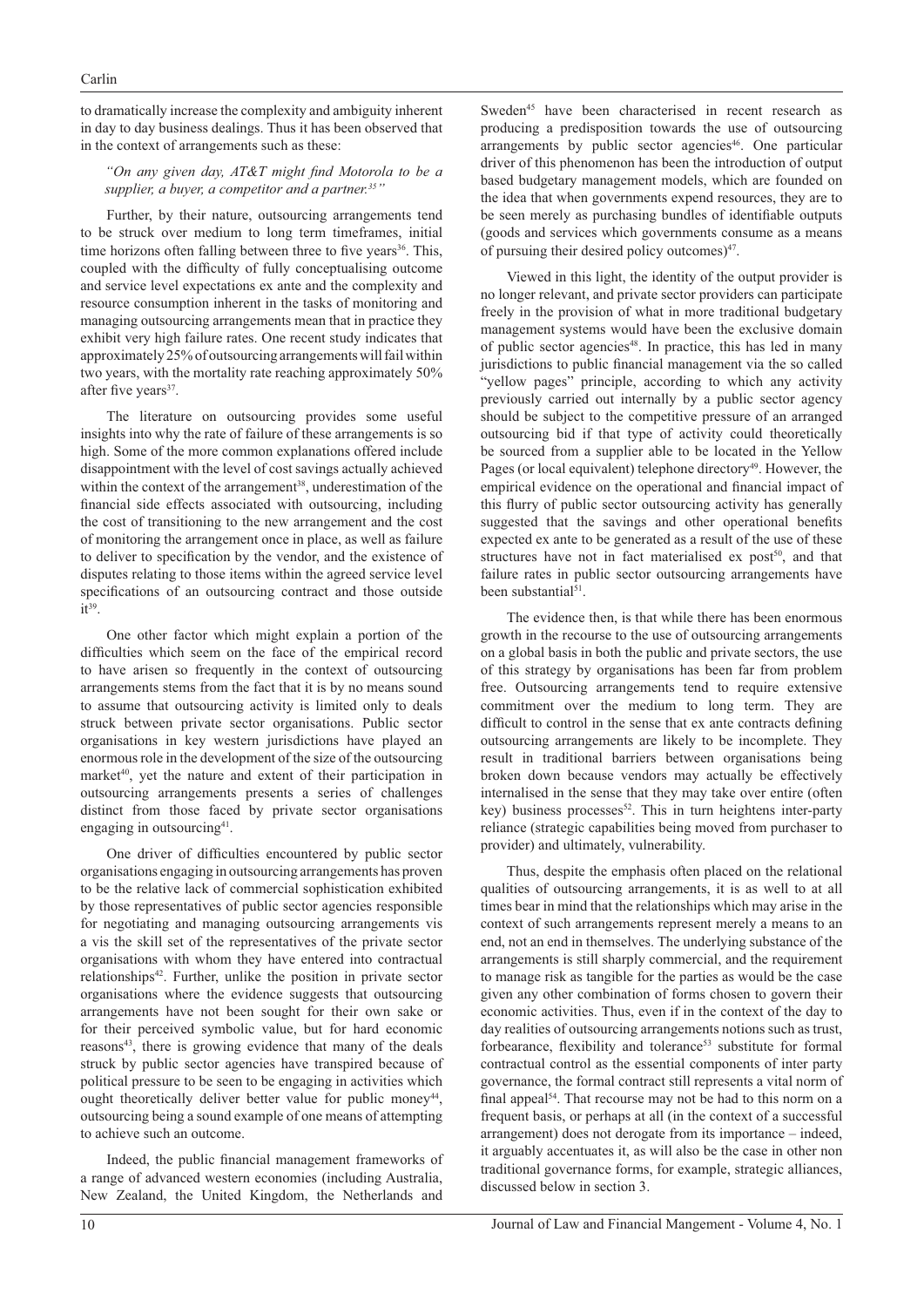to dramatically increase the complexity and ambiguity inherent in day to day business dealings. Thus it has been observed that in the context of arrangements such as these:

*"On any given day, AT&T might find Motorola to be a supplier, a buyer, a competitor and a partner.[35]"*

Further, by their nature, outsourcing arrangements tend to be struck over medium to long term timeframes, initial time horizons often falling between three to five years[36]. This, coupled with the difficulty of fully conceptualising outcome and service level expectations ex ante and the complexity and resource consumption inherent in the tasks of monitoring and managing outsourcing arrangements mean that in practice they exhibit very high failure rates. One recent study indicates that approximately 25% of outsourcing arrangements will fail within two years, with the mortality rate reaching approximately 50% after five years[37].

The literature on outsourcing provides some useful insights into why the rate of failure of these arrangements is so high. Some of the more common explanations offered include disappointment with the level of cost savings actually achieved within the context of the arrangement[38], underestimation of the financial side effects associated with outsourcing, including the cost of transitioning to the new arrangement and the cost of monitoring the arrangement once in place, as well as failure to deliver to specification by the vendor, and the existence of disputes relating to those items within the agreed service level specifications of an outsourcing contract and those outside it[39].

One other factor which might explain a portion of the difficulties which seem on the face of the empirical record to have arisen so frequently in the context of outsourcing arrangements stems from the fact that it is by no means sound to assume that outsourcing activity is limited only to deals struck between private sector organisations. Public sector organisations in key western jurisdictions have played an enormous role in the development of the size of the outsourcing market[40], yet the nature and extent of their participation in outsourcing arrangements presents a series of challenges distinct from those faced by private sector organisations engaging in outsourcing[41].

One driver of difficulties encountered by public sector organisations engaging in outsourcing arrangements has proven to be the relative lack of commercial sophistication exhibited by those representatives of public sector agencies responsible for negotiating and managing outsourcing arrangements vis a vis the skill set of the representatives of the private sector organisations with whom they have entered into contractual relationships[42]. Further, unlike the position in private sector organisations where the evidence suggests that outsourcing arrangements have not been sought for their own sake or for their perceived symbolic value, but for hard economic reasons[43], there is growing evidence that many of the deals struck by public sector agencies have transpired because of political pressure to be seen to be engaging in activities which ought theoretically deliver better value for public money[44], outsourcing being a sound example of one means of attempting to achieve such an outcome.

Indeed, the public financial management frameworks of a range of advanced western economies (including Australia, New Zealand, the United Kingdom, the Netherlands and Sweden[45] have been characterised in recent research as producing a predisposition towards the use of outsourcing arrangements by public sector agencies[46]. One particular driver of this phenomenon has been the introduction of output based budgetary management models, which are founded on the idea that when governments expend resources, they are to be seen merely as purchasing bundles of identifiable outputs (goods and services which governments consume as a means of pursuing their desired policy outcomes)[47].

Viewed in this light, the identity of the output provider is no longer relevant, and private sector providers can participate freely in the provision of what in more traditional budgetary management systems would have been the exclusive domain of public sector agencies[48]. In practice, this has led in many jurisdictions to public financial management via the so called "yellow pages" principle, according to which any activity previously carried out internally by a public sector agency should be subject to the competitive pressure of an arranged outsourcing bid if that type of activity could theoretically be sourced from a supplier able to be located in the Yellow Pages (or local equivalent) telephone directory[49]. However, the empirical evidence on the operational and financial impact of this flurry of public sector outsourcing activity has generally suggested that the savings and other operational benefits expected ex ante to be generated as a result of the use of these structures have not in fact materialised ex post[50], and that failure rates in public sector outsourcing arrangements have been substantial[51].

The evidence then, is that while there has been enormous growth in the recourse to the use of outsourcing arrangements on a global basis in both the public and private sectors, the use of this strategy by organisations has been far from problem free. Outsourcing arrangements tend to require extensive commitment over the medium to long term. They are difficult to control in the sense that ex ante contracts defining outsourcing arrangements are likely to be incomplete. They result in traditional barriers between organisations being broken down because vendors may actually be effectively internalised in the sense that they may take over entire (often key) business processes[52]. This in turn heightens inter-party reliance (strategic capabilities being moved from purchaser to provider) and ultimately, vulnerability.

Thus, despite the emphasis often placed on the relational qualities of outsourcing arrangements, it is as well to at all times bear in mind that the relationships which may arise in the context of such arrangements represent merely a means to an end, not an end in themselves. The underlying substance of the arrangements is still sharply commercial, and the requirement to manage risk as tangible for the parties as would be the case given any other combination of forms chosen to govern their economic activities. Thus, even if in the context of the day to day realities of outsourcing arrangements notions such as trust, forbearance, flexibility and tolerance[53] substitute for formal contractual control as the essential components of inter party governance, the formal contract still represents a vital norm of final appeal[54]. That recourse may not be had to this norm on a frequent basis, or perhaps at all (in the context of a successful arrangement) does not derogate from its importance – indeed, it arguably accentuates it, as will also be the case in other non traditional governance forms, for example, strategic alliances, discussed below in section 3.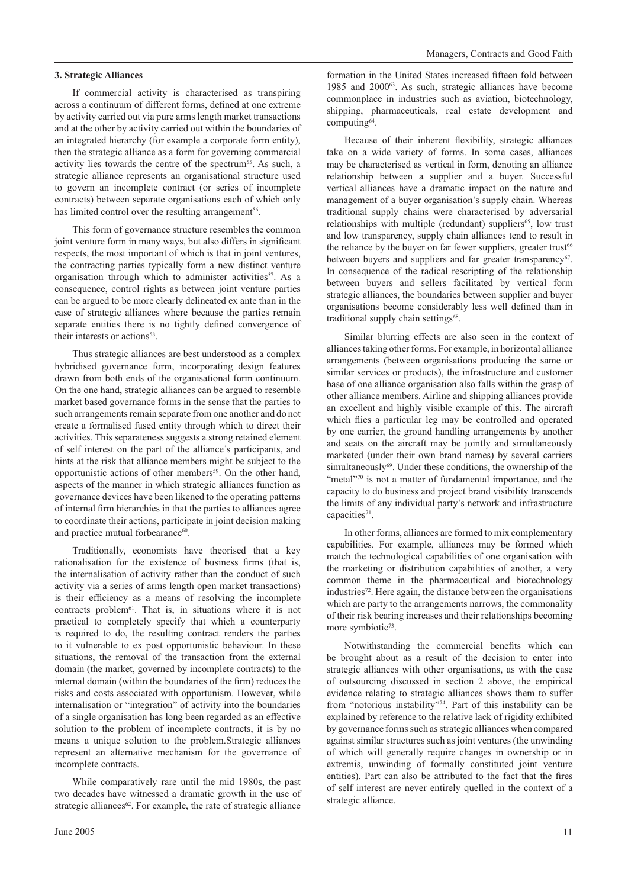### 3. Strategic Alliances

If commercial activity is characterised as transpiring across a continuum of different forms, defined at one extreme by activity carried out via pure arms length market transactions and at the other by activity carried out within the boundaries of an integrated hierarchy (for example a corporate form entity), then the strategic alliance as a form for governing commercial activity lies towards the centre of the spectrum[55]. As such, a strategic alliance represents an organisational structure used to govern an incomplete contract (or series of incomplete contracts) between separate organisations each of which only has limited control over the resulting arrangement[56].

This form of governance structure resembles the common joint venture form in many ways, but also differs in significant respects, the most important of which is that in joint ventures, the contracting parties typically form a new distinct venture organisation through which to administer activities[57]. As a consequence, control rights as between joint venture parties can be argued to be more clearly delineated ex ante than in the case of strategic alliances where because the parties remain separate entities there is no tightly defined convergence of their interests or actions[58].

Thus strategic alliances are best understood as a complex hybridised governance form, incorporating design features drawn from both ends of the organisational form continuum. On the one hand, strategic alliances can be argued to resemble market based governance forms in the sense that the parties to such arrangements remain separate from one another and do not create a formalised fused entity through which to direct their activities. This separateness suggests a strong retained element of self interest on the part of the alliance's participants, and hints at the risk that alliance members might be subject to the opportunistic actions of other members[59]. On the other hand, aspects of the manner in which strategic alliances function as governance devices have been likened to the operating patterns of internal firm hierarchies in that the parties to alliances agree to coordinate their actions, participate in joint decision making and practice mutual forbearance[60].

Traditionally, economists have theorised that a key rationalisation for the existence of business firms (that is, the internalisation of activity rather than the conduct of such activity via a series of arms length open market transactions) is their efficiency as a means of resolving the incomplete contracts problem[61]. That is, in situations where it is not practical to completely specify that which a counterparty is required to do, the resulting contract renders the parties to it vulnerable to ex post opportunistic behaviour. In these situations, the removal of the transaction from the external domain (the market, governed by incomplete contracts) to the internal domain (within the boundaries of the firm) reduces the risks and costs associated with opportunism. However, while internalisation or "integration" of activity into the boundaries of a single organisation has long been regarded as an effective solution to the problem of incomplete contracts, it is by no means a unique solution to the problem.Strategic alliances represent an alternative mechanism for the governance of incomplete contracts.

While comparatively rare until the mid 1980s, the past two decades have witnessed a dramatic growth in the use of strategic alliances[62]. For example, the rate of strategic alliance formation in the United States increased fifteen fold between 1985 and 2000[63]. As such, strategic alliances have become commonplace in industries such as aviation, biotechnology, shipping, pharmaceuticals, real estate development and computing[64].

Because of their inherent flexibility, strategic alliances take on a wide variety of forms. In some cases, alliances may be characterised as vertical in form, denoting an alliance relationship between a supplier and a buyer. Successful vertical alliances have a dramatic impact on the nature and management of a buyer organisation's supply chain. Whereas traditional supply chains were characterised by adversarial relationships with multiple (redundant) suppliers[65], low trust and low transparency, supply chain alliances tend to result in the reliance by the buyer on far fewer suppliers, greater trust[66] between buyers and suppliers and far greater transparency[67]. In consequence of the radical rescripting of the relationship between buyers and sellers facilitated by vertical form strategic alliances, the boundaries between supplier and buyer organisations become considerably less well defined than in traditional supply chain settings[68].

Similar blurring effects are also seen in the context of alliances taking other forms. For example, in horizontal alliance arrangements (between organisations producing the same or similar services or products), the infrastructure and customer base of one alliance organisation also falls within the grasp of other alliance members. Airline and shipping alliances provide an excellent and highly visible example of this. The aircraft which flies a particular leg may be controlled and operated by one carrier, the ground handling arrangements by another and seats on the aircraft may be jointly and simultaneously marketed (under their own brand names) by several carriers simultaneously[69]. Under these conditions, the ownership of the "metal"[70] is not a matter of fundamental importance, and the capacity to do business and project brand visibility transcends the limits of any individual party's network and infrastructure capacities[71].

In other forms, alliances are formed to mix complementary capabilities. For example, alliances may be formed which match the technological capabilities of one organisation with the marketing or distribution capabilities of another, a very common theme in the pharmaceutical and biotechnology industries[72]. Here again, the distance between the organisations which are party to the arrangements narrows, the commonality of their risk bearing increases and their relationships becoming more symbiotic[73].

Notwithstanding the commercial benefits which can be brought about as a result of the decision to enter into strategic alliances with other organisations, as with the case of outsourcing discussed in section 2 above, the empirical evidence relating to strategic alliances shows them to suffer from "notorious instability"[74]. Part of this instability can be explained by reference to the relative lack of rigidity exhibited by governance forms such as strategic alliances when compared against similar structures such as joint ventures (the unwinding of which will generally require changes in ownership or in extremis, unwinding of formally constituted joint venture entities). Part can also be attributed to the fact that the fires of self interest are never entirely quelled in the context of a strategic alliance.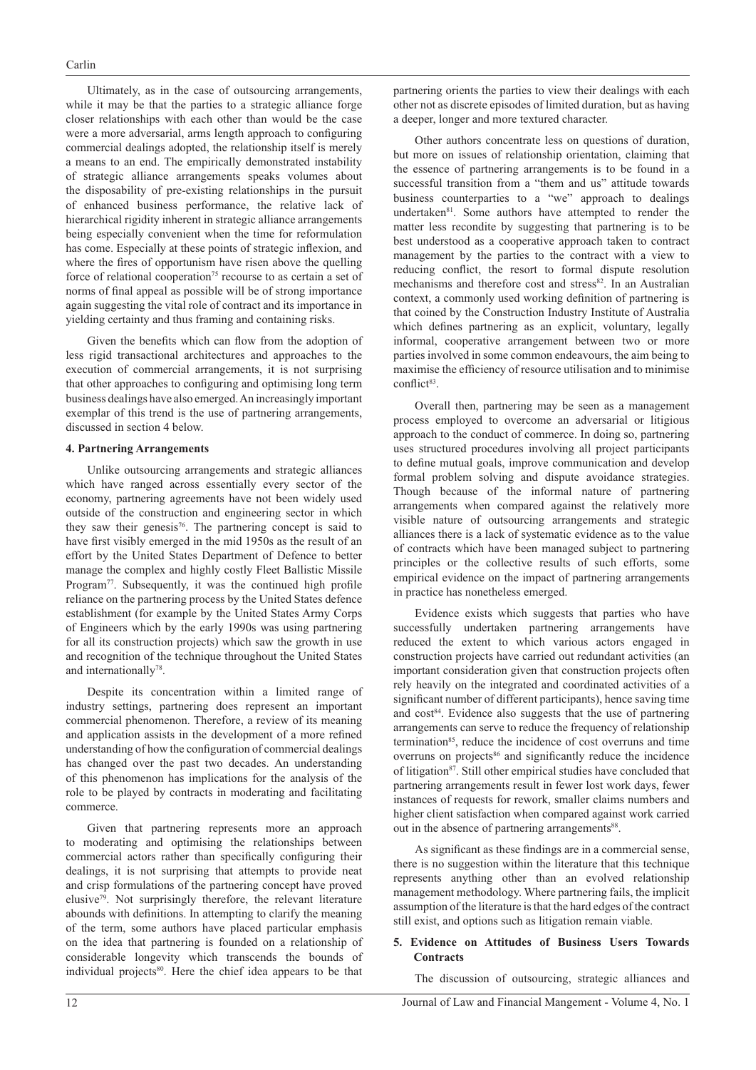Ultimately, as in the case of outsourcing arrangements, while it may be that the parties to a strategic alliance forge closer relationships with each other than would be the case were a more adversarial, arms length approach to configuring commercial dealings adopted, the relationship itself is merely a means to an end. The empirically demonstrated instability of strategic alliance arrangements speaks volumes about the disposability of pre-existing relationships in the pursuit of enhanced business performance, the relative lack of hierarchical rigidity inherent in strategic alliance arrangements being especially convenient when the time for reformulation has come. Especially at these points of strategic inflexion, and where the fires of opportunism have risen above the quelling force of relational cooperation[75] recourse to as certain a set of norms of final appeal as possible will be of strong importance again suggesting the vital role of contract and its importance in yielding certainty and thus framing and containing risks.

Given the benefits which can flow from the adoption of less rigid transactional architectures and approaches to the execution of commercial arrangements, it is not surprising that other approaches to configuring and optimising long term business dealings have also emerged. An increasingly important exemplar of this trend is the use of partnering arrangements, discussed in section 4 below.

**4. Partnering Arrangements**

Unlike outsourcing arrangements and strategic alliances which have ranged across essentially every sector of the economy, partnering agreements have not been widely used outside of the construction and engineering sector in which they saw their genesis[76]. The partnering concept is said to have first visibly emerged in the mid 1950s as the result of an effort by the United States Department of Defence to better manage the complex and highly costly Fleet Ballistic Missile Program[77]. Subsequently, it was the continued high profile reliance on the partnering process by the United States defence establishment (for example by the United States Army Corps of Engineers which by the early 1990s was using partnering for all its construction projects) which saw the growth in use and recognition of the technique throughout the United States and internationally[78].

Despite its concentration within a limited range of industry settings, partnering does represent an important commercial phenomenon. Therefore, a review of its meaning and application assists in the development of a more refined understanding of how the configuration of commercial dealings has changed over the past two decades. An understanding of this phenomenon has implications for the analysis of the role to be played by contracts in moderating and facilitating commerce.

Given that partnering represents more an approach to moderating and optimising the relationships between commercial actors rather than specifically configuring their dealings, it is not surprising that attempts to provide neat and crisp formulations of the partnering concept have proved elusive[79]. Not surprisingly therefore, the relevant literature abounds with definitions. In attempting to clarify the meaning of the term, some authors have placed particular emphasis on the idea that partnering is founded on a relationship of considerable longevity which transcends the bounds of individual projects[80]. Here the chief idea appears to be that partnering orients the parties to view their dealings with each other not as discrete episodes of limited duration, but as having a deeper, longer and more textured character.

Other authors concentrate less on questions of duration, but more on issues of relationship orientation, claiming that the essence of partnering arrangements is to be found in a successful transition from a "them and us" attitude towards business counterparties to a "we" approach to dealings undertaken[81]. Some authors have attempted to render the matter less recondite by suggesting that partnering is to be best understood as a cooperative approach taken to contract management by the parties to the contract with a view to reducing conflict, the resort to formal dispute resolution mechanisms and therefore cost and stress[82]. In an Australian context, a commonly used working definition of partnering is that coined by the Construction Industry Institute of Australia which defines partnering as an explicit, voluntary, legally informal, cooperative arrangement between two or more parties involved in some common endeavours, the aim being to maximise the efficiency of resource utilisation and to minimise conflict[83].

Overall then, partnering may be seen as a management process employed to overcome an adversarial or litigious approach to the conduct of commerce. In doing so, partnering uses structured procedures involving all project participants to define mutual goals, improve communication and develop formal problem solving and dispute avoidance strategies. Though because of the informal nature of partnering arrangements when compared against the relatively more visible nature of outsourcing arrangements and strategic alliances there is a lack of systematic evidence as to the value of contracts which have been managed subject to partnering principles or the collective results of such efforts, some empirical evidence on the impact of partnering arrangements in practice has nonetheless emerged.

Evidence exists which suggests that parties who have successfully undertaken partnering arrangements have reduced the extent to which various actors engaged in construction projects have carried out redundant activities (an important consideration given that construction projects often rely heavily on the integrated and coordinated activities of a significant number of different participants), hence saving time and cost[84]. Evidence also suggests that the use of partnering arrangements can serve to reduce the frequency of relationship termination[85], reduce the incidence of cost overruns and time overruns on projects[86] and significantly reduce the incidence of litigation[87]. Still other empirical studies have concluded that partnering arrangements result in fewer lost work days, fewer instances of requests for rework, smaller claims numbers and higher client satisfaction when compared against work carried out in the absence of partnering arrangements[88].

As significant as these findings are in a commercial sense, there is no suggestion within the literature that this technique represents anything other than an evolved relationship management methodology. Where partnering fails, the implicit assumption of the literature is that the hard edges of the contract still exist, and options such as litigation remain viable.

**5. Evidence on Attitudes of Business Users Towards Contracts**

The discussion of outsourcing, strategic alliances and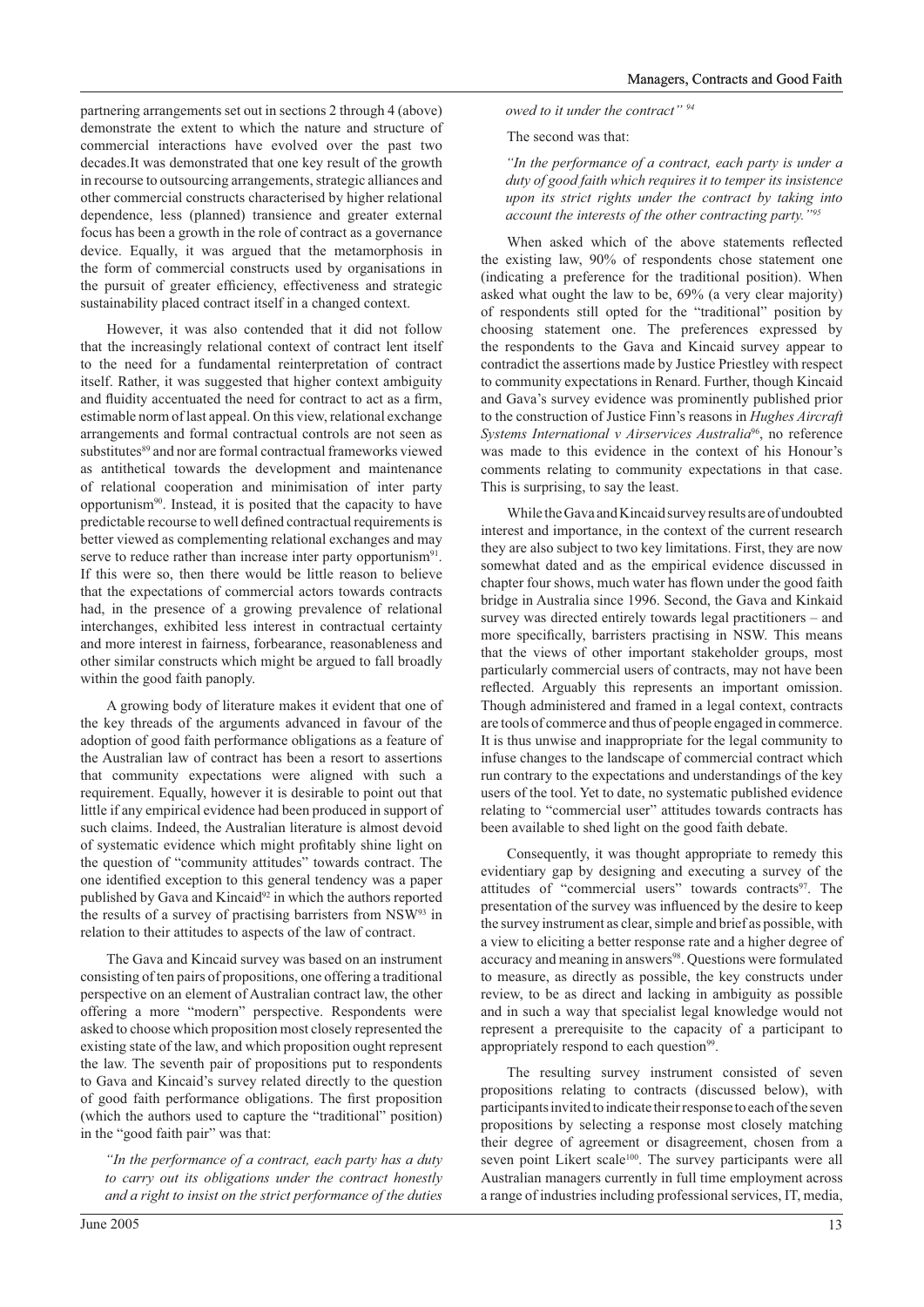partnering arrangements set out in sections 2 through 4 (above) demonstrate the extent to which the nature and structure of commercial interactions have evolved over the past two decades.It was demonstrated that one key result of the growth in recourse to outsourcing arrangements, strategic alliances and other commercial constructs characterised by higher relational dependence, less (planned) transience and greater external focus has been a growth in the role of contract as a governance device. Equally, it was argued that the metamorphosis in the form of commercial constructs used by organisations in the pursuit of greater efficiency, effectiveness and strategic sustainability placed contract itself in a changed context.

However, it was also contended that it did not follow that the increasingly relational context of contract lent itself to the need for a fundamental reinterpretation of contract itself. Rather, it was suggested that higher context ambiguity and fluidity accentuated the need for contract to act as a firm, estimable norm of last appeal. On this view, relational exchange arrangements and formal contractual controls are not seen as substitutes[89] and nor are formal contractual frameworks viewed as antithetical towards the development and maintenance of relational cooperation and minimisation of inter party opportunism[90]. Instead, it is posited that the capacity to have predictable recourse to well defined contractual requirements is better viewed as complementing relational exchanges and may serve to reduce rather than increase inter party opportunism[91]. If this were so, then there would be little reason to believe that the expectations of commercial actors towards contracts had, in the presence of a growing prevalence of relational interchanges, exhibited less interest in contractual certainty and more interest in fairness, forbearance, reasonableness and other similar constructs which might be argued to fall broadly within the good faith panoply.

A growing body of literature makes it evident that one of the key threads of the arguments advanced in favour of the adoption of good faith performance obligations as a feature of the Australian law of contract has been a resort to assertions that community expectations were aligned with such a requirement. Equally, however it is desirable to point out that little if any empirical evidence had been produced in support of such claims. Indeed, the Australian literature is almost devoid of systematic evidence which might profitably shine light on the question of "community attitudes" towards contract. The one identified exception to this general tendency was a paper published by Gava and Kincaid[92] in which the authors reported the results of a survey of practising barristers from NSW[93] in relation to their attitudes to aspects of the law of contract.

The Gava and Kincaid survey was based on an instrument consisting of ten pairs of propositions, one offering a traditional perspective on an element of Australian contract law, the other offering a more "modern" perspective. Respondents were asked to choose which proposition most closely represented the existing state of the law, and which proposition ought represent the law. The seventh pair of propositions put to respondents to Gava and Kincaid's survey related directly to the question of good faith performance obligations. The first proposition (which the authors used to capture the "traditional" position) in the "good faith pair" was that:

*"In the performance of a contract, each party has a duty to carry out its obligations under the contract honestly and a right to insist on the strict performance of the duties owed to it under the contract"* [94]

The second was that:

*"In the performance of a contract, each party is under a duty of good faith which requires it to temper its insistence upon its strict rights under the contract by taking into account the interests of the other contracting party."*[95]

When asked which of the above statements reflected the existing law, 90% of respondents chose statement one (indicating a preference for the traditional position). When asked what ought the law to be, 69% (a very clear majority) of respondents still opted for the "traditional" position by choosing statement one. The preferences expressed by the respondents to the Gava and Kincaid survey appear to contradict the assertions made by Justice Priestley with respect to community expectations in Renard. Further, though Kincaid and Gava's survey evidence was prominently published prior to the construction of Justice Finn's reasons in *Hughes Aircraft Systems International v Airservices Australia*[96], no reference was made to this evidence in the context of his Honour's comments relating to community expectations in that case. This is surprising, to say the least.

While the Gava and Kincaid survey results are of undoubted interest and importance, in the context of the current research they are also subject to two key limitations. First, they are now somewhat dated and as the empirical evidence discussed in chapter four shows, much water has flown under the good faith bridge in Australia since 1996. Second, the Gava and Kinkaid survey was directed entirely towards legal practitioners – and more specifically, barristers practising in NSW. This means that the views of other important stakeholder groups, most particularly commercial users of contracts, may not have been reflected. Arguably this represents an important omission. Though administered and framed in a legal context, contracts are tools of commerce and thus of people engaged in commerce. It is thus unwise and inappropriate for the legal community to infuse changes to the landscape of commercial contract which run contrary to the expectations and understandings of the key users of the tool. Yet to date, no systematic published evidence relating to "commercial user" attitudes towards contracts has been available to shed light on the good faith debate.

Consequently, it was thought appropriate to remedy this evidentiary gap by designing and executing a survey of the attitudes of "commercial users" towards contracts[97]. The presentation of the survey was influenced by the desire to keep the survey instrument as clear, simple and brief as possible, with a view to eliciting a better response rate and a higher degree of accuracy and meaning in answers[98]. Questions were formulated to measure, as directly as possible, the key constructs under review, to be as direct and lacking in ambiguity as possible and in such a way that specialist legal knowledge would not represent a prerequisite to the capacity of a participant to appropriately respond to each question[99].

The resulting survey instrument consisted of seven propositions relating to contracts (discussed below), with participants invited to indicate their response to each of the seven propositions by selecting a response most closely matching their degree of agreement or disagreement, chosen from a seven point Likert scale[100]. The survey participants were all Australian managers currently in full time employment across a range of industries including professional services, IT, media,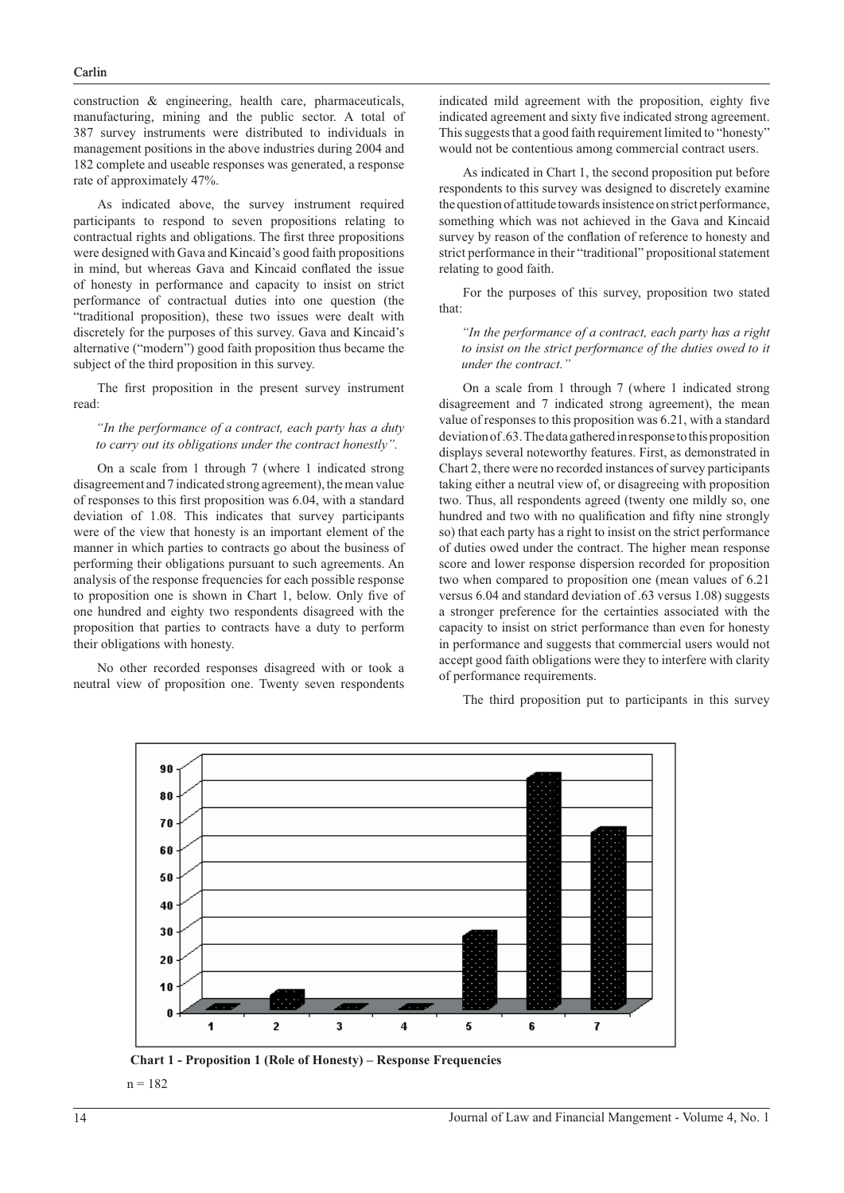construction & engineering, health care, pharmaceuticals, manufacturing, mining and the public sector. A total of 387 survey instruments were distributed to individuals in management positions in the above industries during 2004 and 182 complete and useable responses was generated, a response rate of approximately 47%.

As indicated above, the survey instrument required participants to respond to seven propositions relating to contractual rights and obligations. The first three propositions were designed with Gava and Kincaid's good faith propositions in mind, but whereas Gava and Kincaid conflated the issue of honesty in performance and capacity to insist on strict performance of contractual duties into one question (the "traditional proposition), these two issues were dealt with discretely for the purposes of this survey. Gava and Kincaid's alternative ("modern") good faith proposition thus became the subject of the third proposition in this survey.

The first proposition in the present survey instrument read:

*"In the performance of a contract, each party has a duty to carry out its obligations under the contract honestly".*

On a scale from 1 through 7 (where 1 indicated strong disagreement and 7 indicated strong agreement), the mean value of responses to this first proposition was 6.04, with a standard deviation of 1.08. This indicates that survey participants were of the view that honesty is an important element of the manner in which parties to contracts go about the business of performing their obligations pursuant to such agreements. An analysis of the response frequencies for each possible response to proposition one is shown in Chart 1, below. Only five of one hundred and eighty two respondents disagreed with the proposition that parties to contracts have a duty to perform their obligations with honesty.

No other recorded responses disagreed with or took a neutral view of proposition one. Twenty seven respondents indicated mild agreement with the proposition, eighty five indicated agreement and sixty five indicated strong agreement. This suggests that a good faith requirement limited to "honesty" would not be contentious among commercial contract users.

As indicated in Chart 1, the second proposition put before respondents to this survey was designed to discretely examine the question of attitude towards insistence on strict performance, something which was not achieved in the Gava and Kincaid survey by reason of the conflation of reference to honesty and strict performance in their "traditional" propositional statement relating to good faith.

For the purposes of this survey, proposition two stated that:

*"In the performance of a contract, each party has a right to insist on the strict performance of the duties owed to it under the contract."*

On a scale from 1 through 7 (where 1 indicated strong disagreement and 7 indicated strong agreement), the mean value of responses to this proposition was 6.21, with a standard deviation of .63. The data gathered in response to this proposition displays several noteworthy features. First, as demonstrated in Chart 2, there were no recorded instances of survey participants taking either a neutral view of, or disagreeing with proposition two. Thus, all respondents agreed (twenty one mildly so, one hundred and two with no qualification and fifty nine strongly so) that each party has a right to insist on the strict performance of duties owed under the contract. The higher mean response score and lower response dispersion recorded for proposition two when compared to proposition one (mean values of 6.21 versus 6.04 and standard deviation of .63 versus 1.08) suggests a stronger preference for the certainties associated with the capacity to insist on strict performance than even for honesty in performance and suggests that commercial users would not accept good faith obligations were they to interfere with clarity of performance requirements.

The third proposition put to participants in this survey

**Chart 1 - Proposition 1 (Role of Honesty) – Response Frequencies**

n = 182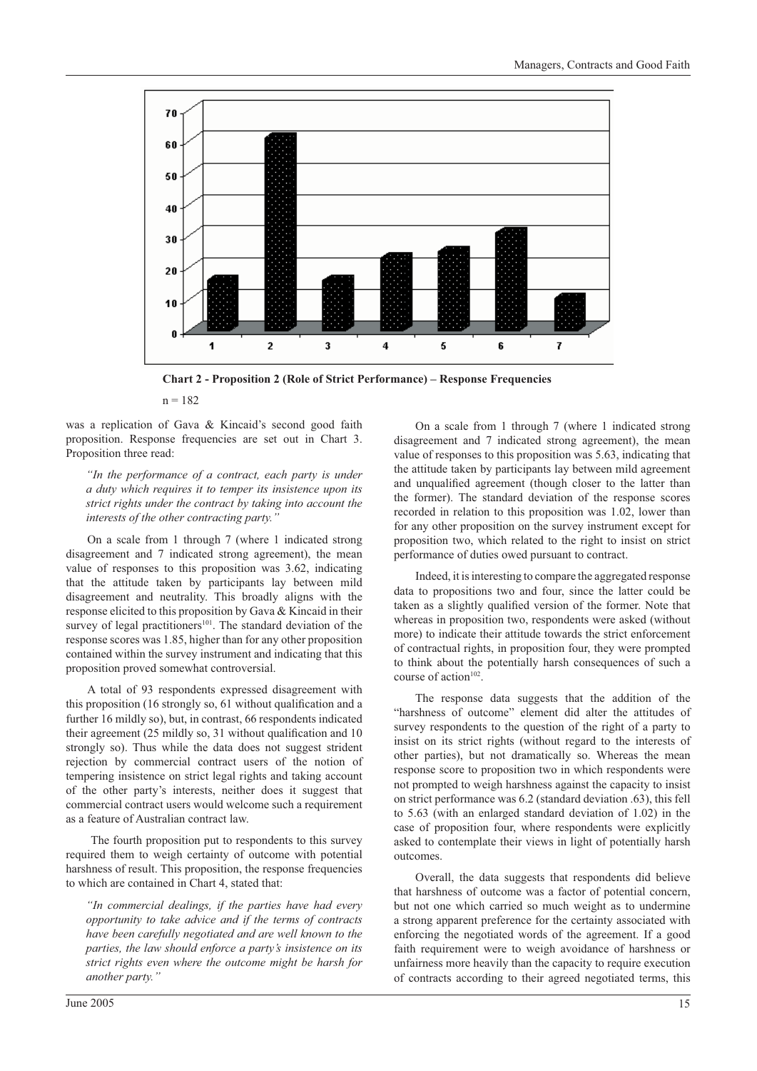**Chart 2 - Proposition 2 (Role of Strict Performance) – Response Frequencies**

n = 182

was a replication of Gava & Kincaid's second good faith proposition. Response frequencies are set out in Chart 3. Proposition three read:

> *"In the performance of a contract, each party is under a duty which requires it to temper its insistence upon its strict rights under the contract by taking into account the interests of the other contracting party."*

On a scale from 1 through 7 (where 1 indicated strong disagreement and 7 indicated strong agreement), the mean value of responses to this proposition was 3.62, indicating that the attitude taken by participants lay between mild disagreement and neutrality. This broadly aligns with the response elicited to this proposition by Gava & Kincaid in their survey of legal practitioners[101]. The standard deviation of the response scores was 1.85, higher than for any other proposition contained within the survey instrument and indicating that this proposition proved somewhat controversial.

A total of 93 respondents expressed disagreement with this proposition (16 strongly so, 61 without qualification and a further 16 mildly so), but, in contrast, 66 respondents indicated their agreement (25 mildly so, 31 without qualification and 10 strongly so). Thus while the data does not suggest strident rejection by commercial contract users of the notion of tempering insistence on strict legal rights and taking account of the other party's interests, neither does it suggest that commercial contract users would welcome such a requirement as a feature of Australian contract law.

The fourth proposition put to respondents to this survey required them to weigh certainty of outcome with potential harshness of result. This proposition, the response frequencies to which are contained in Chart 4, stated that:

> *"In commercial dealings, if the parties have had every opportunity to take advice and if the terms of contracts have been carefully negotiated and are well known to the parties, the law should enforce a party's insistence on its strict rights even where the outcome might be harsh for another party."*

On a scale from 1 through 7 (where 1 indicated strong disagreement and 7 indicated strong agreement), the mean value of responses to this proposition was 5.63, indicating that the attitude taken by participants lay between mild agreement and unqualified agreement (though closer to the latter than the former). The standard deviation of the response scores recorded in relation to this proposition was 1.02, lower than for any other proposition on the survey instrument except for proposition two, which related to the right to insist on strict performance of duties owed pursuant to contract.

Indeed, it is interesting to compare the aggregated response data to propositions two and four, since the latter could be taken as a slightly qualified version of the former. Note that whereas in proposition two, respondents were asked (without more) to indicate their attitude towards the strict enforcement of contractual rights, in proposition four, they were prompted to think about the potentially harsh consequences of such a course of action[102].

The response data suggests that the addition of the "harshness of outcome" element did alter the attitudes of survey respondents to the question of the right of a party to insist on its strict rights (without regard to the interests of other parties), but not dramatically so. Whereas the mean response score to proposition two in which respondents were not prompted to weigh harshness against the capacity to insist on strict performance was 6.2 (standard deviation .63), this fell to 5.63 (with an enlarged standard deviation of 1.02) in the case of proposition four, where respondents were explicitly asked to contemplate their views in light of potentially harsh outcomes.

Overall, the data suggests that respondents did believe that harshness of outcome was a factor of potential concern, but not one which carried so much weight as to undermine a strong apparent preference for the certainty associated with enforcing the negotiated words of the agreement. If a good faith requirement were to weigh avoidance of harshness or unfairness more heavily than the capacity to require execution of contracts according to their agreed negotiated terms, this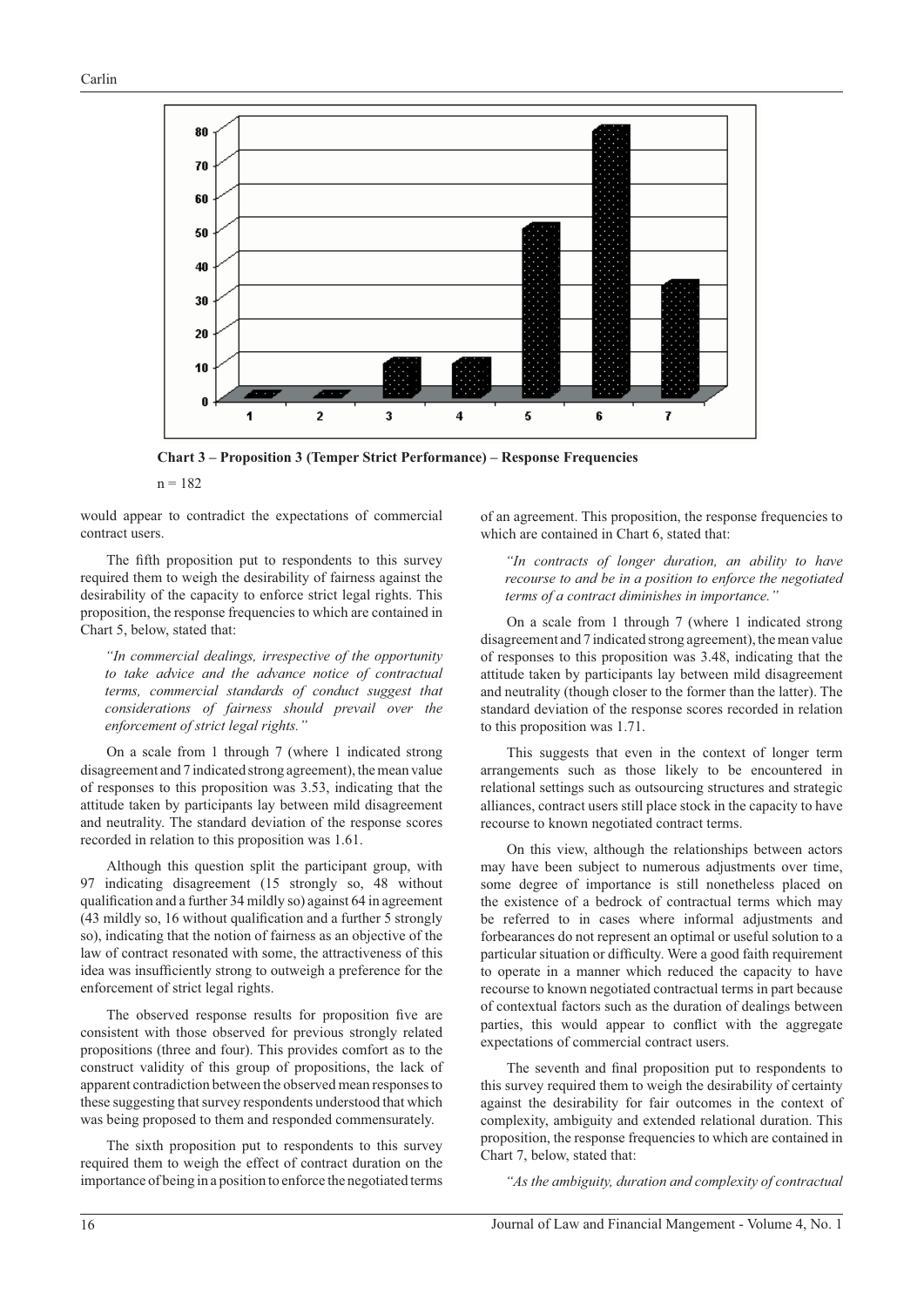**Chart 3 – Proposition 3 (Temper Strict Performance) – Response Frequencies**

n = 182

would appear to contradict the expectations of commercial contract users.

The fifth proposition put to respondents to this survey required them to weigh the desirability of fairness against the desirability of the capacity to enforce strict legal rights. This proposition, the response frequencies to which are contained in Chart 5, below, stated that:

> *"In commercial dealings, irrespective of the opportunity to take advice and the advance notice of contractual terms, commercial standards of conduct suggest that considerations of fairness should prevail over the enforcement of strict legal rights."*

On a scale from 1 through 7 (where 1 indicated strong disagreement and 7 indicated strong agreement), the mean value of responses to this proposition was 3.53, indicating that the attitude taken by participants lay between mild disagreement and neutrality. The standard deviation of the response scores recorded in relation to this proposition was 1.61.

Although this question split the participant group, with 97 indicating disagreement (15 strongly so, 48 without qualification and a further 34 mildly so) against 64 in agreement (43 mildly so, 16 without qualification and a further 5 strongly so), indicating that the notion of fairness as an objective of the law of contract resonated with some, the attractiveness of this idea was insufficiently strong to outweigh a preference for the enforcement of strict legal rights.

The observed response results for proposition five are consistent with those observed for previous strongly related propositions (three and four). This provides comfort as to the construct validity of this group of propositions, the lack of apparent contradiction between the observed mean responses to these suggesting that survey respondents understood that which was being proposed to them and responded commensurately.

The sixth proposition put to respondents to this survey required them to weigh the effect of contract duration on the importance of being in a position to enforce the negotiated terms of an agreement. This proposition, the response frequencies to which are contained in Chart 6, stated that:

> *"In contracts of longer duration, an ability to have recourse to and be in a position to enforce the negotiated terms of a contract diminishes in importance."*

On a scale from 1 through 7 (where 1 indicated strong disagreement and 7 indicated strong agreement), the mean value of responses to this proposition was 3.48, indicating that the attitude taken by participants lay between mild disagreement and neutrality (though closer to the former than the latter). The standard deviation of the response scores recorded in relation to this proposition was 1.71.

This suggests that even in the context of longer term arrangements such as those likely to be encountered in relational settings such as outsourcing structures and strategic alliances, contract users still place stock in the capacity to have recourse to known negotiated contract terms.

On this view, although the relationships between actors may have been subject to numerous adjustments over time, some degree of importance is still nonetheless placed on the existence of a bedrock of contractual terms which may be referred to in cases where informal adjustments and forbearances do not represent an optimal or useful solution to a particular situation or difficulty. Were a good faith requirement to operate in a manner which reduced the capacity to have recourse to known negotiated contractual terms in part because of contextual factors such as the duration of dealings between parties, this would appear to conflict with the aggregate expectations of commercial contract users.

The seventh and final proposition put to respondents to this survey required them to weigh the desirability of certainty against the desirability for fair outcomes in the context of complexity, ambiguity and extended relational duration. This proposition, the response frequencies to which are contained in Chart 7, below, stated that:

> *"As the ambiguity, duration and complexity of contractual*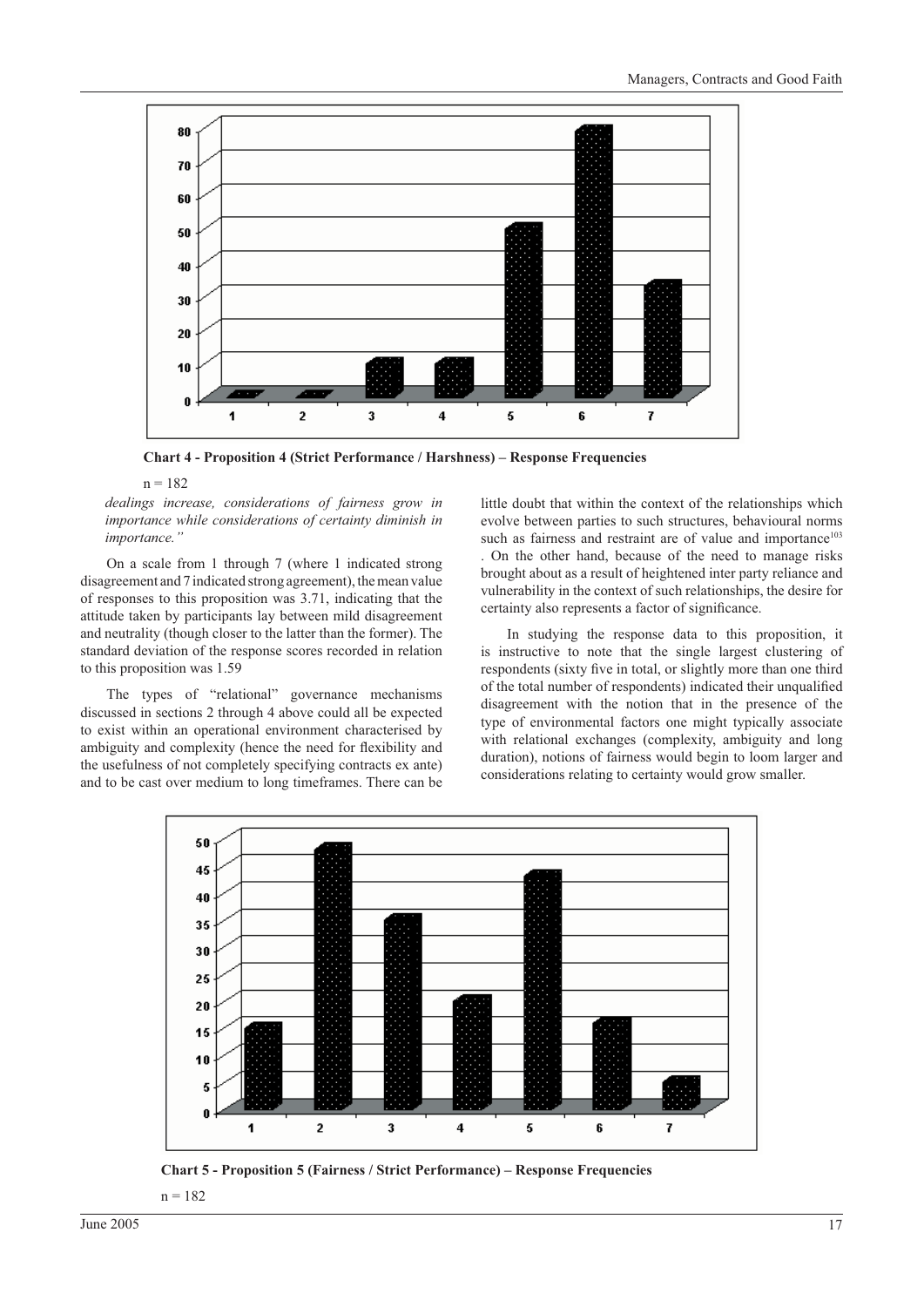**Chart 4 - Proposition 4 (Strict Performance / Harshness) – Response Frequencies**

n = 182

*dealings increase, considerations of fairness grow in importance while considerations of certainty diminish in importance."*

On a scale from 1 through 7 (where 1 indicated strong disagreement and 7 indicated strong agreement), the mean value of responses to this proposition was 3.71, indicating that the attitude taken by participants lay between mild disagreement and neutrality (though closer to the latter than the former). The standard deviation of the response scores recorded in relation to this proposition was 1.59

The types of "relational" governance mechanisms discussed in sections 2 through 4 above could all be expected to exist within an operational environment characterised by ambiguity and complexity (hence the need for flexibility and the usefulness of not completely specifying contracts ex ante) and to be cast over medium to long timeframes. There can be little doubt that within the context of the relationships which evolve between parties to such structures, behavioural norms such as fairness and restraint are of value and importance[103]. On the other hand, because of the need to manage risks brought about as a result of heightened inter party reliance and vulnerability in the context of such relationships, the desire for certainty also represents a factor of significance.

In studying the response data to this proposition, it is instructive to note that the single largest clustering of respondents (sixty five in total, or slightly more than one third of the total number of respondents) indicated their unqualified disagreement with the notion that in the presence of the type of environmental factors one might typically associate with relational exchanges (complexity, ambiguity and long duration), notions of fairness would begin to loom larger and considerations relating to certainty would grow smaller.

**Chart 5 - Proposition 5 (Fairness / Strict Performance) – Response Frequencies**

n = 182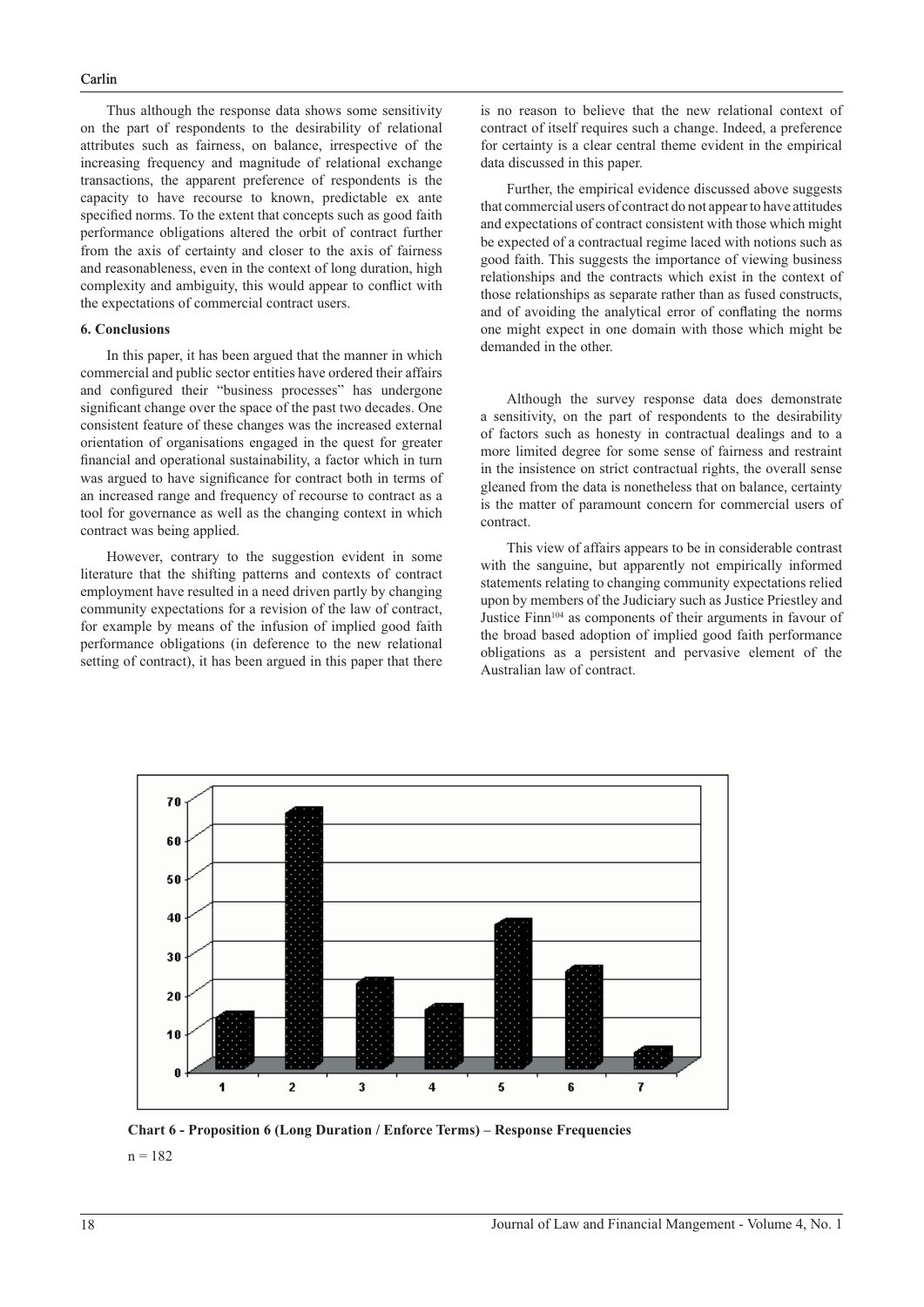Thus although the response data shows some sensitivity on the part of respondents to the desirability of relational attributes such as fairness, on balance, irrespective of the increasing frequency and magnitude of relational exchange transactions, the apparent preference of respondents is the capacity to have recourse to known, predictable ex ante specified norms. To the extent that concepts such as good faith performance obligations altered the orbit of contract further from the axis of certainty and closer to the axis of fairness and reasonableness, even in the context of long duration, high complexity and ambiguity, this would appear to conflict with the expectations of commercial contract users.

**6. Conclusions**

In this paper, it has been argued that the manner in which commercial and public sector entities have ordered their affairs and configured their "business processes" has undergone significant change over the space of the past two decades. One consistent feature of these changes was the increased external orientation of organisations engaged in the quest for greater financial and operational sustainability, a factor which in turn was argued to have significance for contract both in terms of an increased range and frequency of recourse to contract as a tool for governance as well as the changing context in which contract was being applied.

However, contrary to the suggestion evident in some literature that the shifting patterns and contexts of contract employment have resulted in a need driven partly by changing community expectations for a revision of the law of contract, for example by means of the infusion of implied good faith performance obligations (in deference to the new relational setting of contract), it has been argued in this paper that there is no reason to believe that the new relational context of contract of itself requires such a change. Indeed, a preference for certainty is a clear central theme evident in the empirical data discussed in this paper.

Further, the empirical evidence discussed above suggests that commercial users of contract do not appear to have attitudes and expectations of contract consistent with those which might be expected of a contractual regime laced with notions such as good faith. This suggests the importance of viewing business relationships and the contracts which exist in the context of those relationships as separate rather than as fused constructs, and of avoiding the analytical error of conflating the norms one might expect in one domain with those which might be demanded in the other.

Although the survey response data does demonstrate a sensitivity, on the part of respondents to the desirability of factors such as honesty in contractual dealings and to a more limited degree for some sense of fairness and restraint in the insistence on strict contractual rights, the overall sense gleaned from the data is nonetheless that on balance, certainty is the matter of paramount concern for commercial users of contract.

This view of affairs appears to be in considerable contrast with the sanguine, but apparently not empirically informed statements relating to changing community expectations relied upon by members of the Judiciary such as Justice Priestley and Justice Finn[104] as components of their arguments in favour of the broad based adoption of implied good faith performance obligations as a persistent and pervasive element of the Australian law of contract.

**Chart 6 - Proposition 6 (Long Duration / Enforce Terms) – Response Frequencies**

n = 182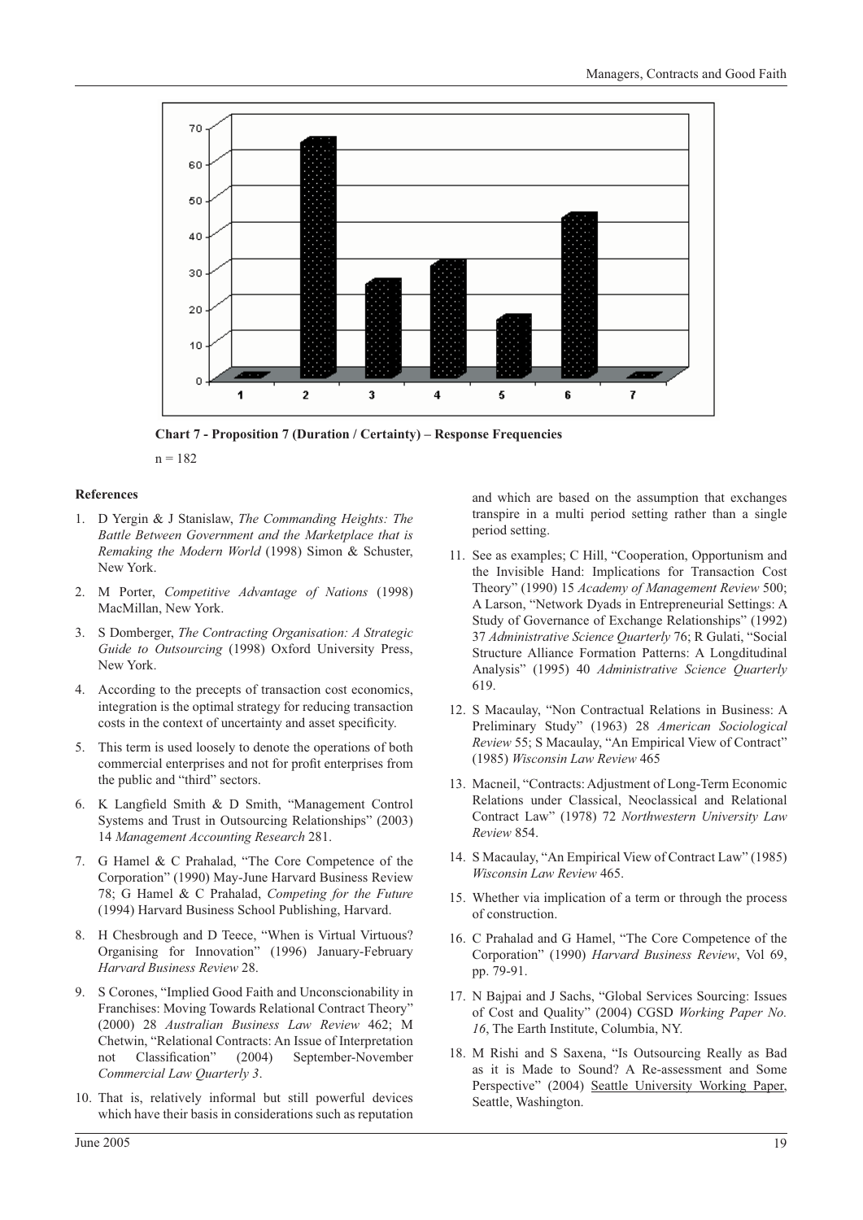**Chart 7 - Proposition 7 (Duration / Certainty) – Response Frequencies**

n = 182

#### References

1. D Yergin & J Stanislaw, *The Commanding Heights: The Battle Between Government and the Marketplace that is Remaking the Modern World* (1998) Simon & Schuster, New York.
2. M Porter, *Competitive Advantage of Nations* (1998) MacMillan, New York.
3. S Domberger, *The Contracting Organisation: A Strategic Guide to Outsourcing* (1998) Oxford University Press, New York.
4. According to the precepts of transaction cost economics, integration is the optimal strategy for reducing transaction costs in the context of uncertainty and asset specificity.
5. This term is used loosely to denote the operations of both commercial enterprises and not for profit enterprises from the public and "third" sectors.
6. K Langfield Smith & D Smith, "Management Control Systems and Trust in Outsourcing Relationships" (2003) 14 *Management Accounting Research* 281.
7. G Hamel & C Prahalad, "The Core Competence of the Corporation" (1990) May-June Harvard Business Review 78; G Hamel & C Prahalad, *Competing for the Future* (1994) Harvard Business School Publishing, Harvard.
8. H Chesbrough and D Teece, "When is Virtual Virtuous? Organising for Innovation" (1996) January-February *Harvard Business Review* 28.
9. S Corones, "Implied Good Faith and Unconscionability in Franchises: Moving Towards Relational Contract Theory" (2000) 28 *Australian Business Law Review* 462; M Chetwin, "Relational Contracts: An Issue of Interpretation not Classification" (2004) September-November *Commercial Law Quarterly 3*.
10. That is, relatively informal but still powerful devices which have their basis in considerations such as reputation and which are based on the assumption that exchanges transpire in a multi period setting rather than a single period setting.
11. See as examples; C Hill, "Cooperation, Opportunism and the Invisible Hand: Implications for Transaction Cost Theory" (1990) 15 *Academy of Management Review* 500; A Larson, "Network Dyads in Entrepreneurial Settings: A Study of Governance of Exchange Relationships" (1992) 37 *Administrative Science Quarterly* 76; R Gulati, "Social Structure Alliance Formation Patterns: A Longditudinal Analysis" (1995) 40 *Administrative Science Quarterly* 619.
12. S Macaulay, "Non Contractual Relations in Business: A Preliminary Study" (1963) 28 *American Sociological Review* 55; S Macaulay, "An Empirical View of Contract" (1985) *Wisconsin Law Review* 465
13. Macneil, "Contracts: Adjustment of Long-Term Economic Relations under Classical, Neoclassical and Relational Contract Law" (1978) 72 *Northwestern University Law Review* 854.
14. S Macaulay, "An Empirical View of Contract Law" (1985) *Wisconsin Law Review* 465.
15. Whether via implication of a term or through the process of construction.
16. C Prahalad and G Hamel, "The Core Competence of the Corporation" (1990) *Harvard Business Review*, Vol 69, pp. 79-91.
17. N Bajpai and J Sachs, "Global Services Sourcing: Issues of Cost and Quality" (2004) CGSD *Working Paper No. 16*, The Earth Institute, Columbia, NY.
18. M Rishi and S Saxena, "Is Outsourcing Really as Bad as it is Made to Sound? A Re-assessment and Some Perspective" (2004) Seattle University Working Paper, Seattle, Washington.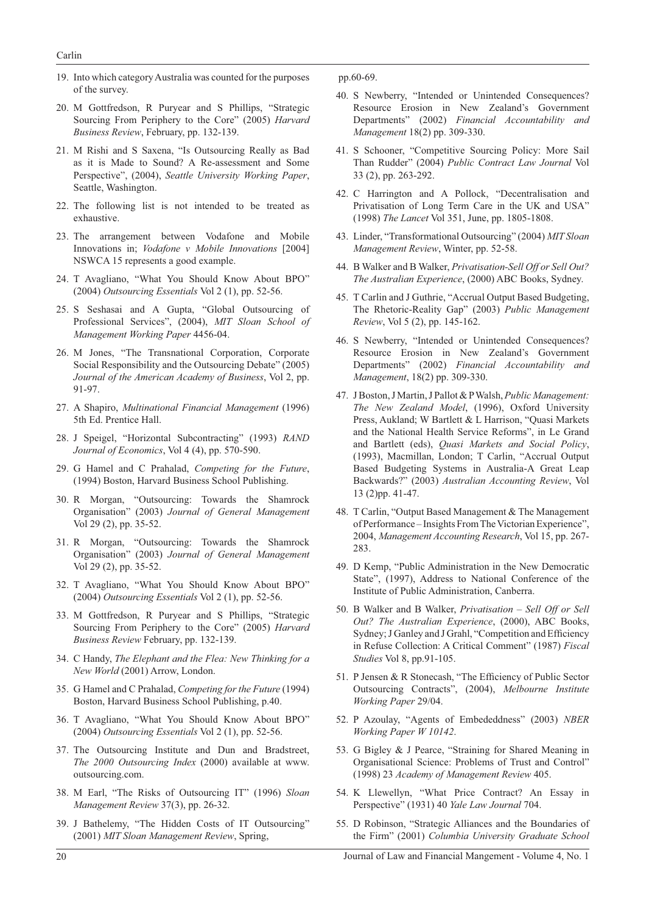19. Into which category Australia was counted for the purposes of the survey.

20. M Gottfredson, R Puryear and S Phillips, "Strategic Sourcing From Periphery to the Core" (2005) *Harvard Business Review*, February, pp. 132-139.

21. M Rishi and S Saxena, "Is Outsourcing Really as Bad as it is Made to Sound? A Re-assessment and Some Perspective", (2004), *Seattle University Working Paper*, Seattle, Washington.

22. The following list is not intended to be treated as exhaustive.

23. The arrangement between Vodafone and Mobile Innovations in; *Vodafone v Mobile Innovations* [2004] NSWCA 15 represents a good example.

24. T Avagliano, "What You Should Know About BPO" (2004) *Outsourcing Essentials* Vol 2 (1), pp. 52-56.

25. S Seshasai and A Gupta, "Global Outsourcing of Professional Services", (2004), *MIT Sloan School of Management Working Paper* 4456-04.

26. M Jones, "The Transnational Corporation, Corporate Social Responsibility and the Outsourcing Debate" (2005) *Journal of the American Academy of Business*, Vol 2, pp. 91-97.

27. A Shapiro, *Multinational Financial Management* (1996) 5th Ed. Prentice Hall.

28. J Speigel, "Horizontal Subcontracting" (1993) *RAND Journal of Economics*, Vol 4 (4), pp. 570-590.

29. G Hamel and C Prahalad, *Competing for the Future*, (1994) Boston, Harvard Business School Publishing.

30. R Morgan, "Outsourcing: Towards the Shamrock Organisation" (2003) *Journal of General Management* Vol 29 (2), pp. 35-52.

31. R Morgan, "Outsourcing: Towards the Shamrock Organisation" (2003) *Journal of General Management* Vol 29 (2), pp. 35-52.

32. T Avagliano, "What You Should Know About BPO" (2004) *Outsourcing Essentials* Vol 2 (1), pp. 52-56.

33. M Gottfredson, R Puryear and S Phillips, "Strategic Sourcing From Periphery to the Core" (2005) *Harvard Business Review* February, pp. 132-139.

34. C Handy, *The Elephant and the Flea: New Thinking for a New World* (2001) Arrow, London.

35. G Hamel and C Prahalad, *Competing for the Future* (1994) Boston, Harvard Business School Publishing, p.40.

36. T Avagliano, "What You Should Know About BPO" (2004) *Outsourcing Essentials* Vol 2 (1), pp. 52-56.

37. The Outsourcing Institute and Dun and Bradstreet, *The 2000 Outsourcing Index* (2000) available at www.outsourcing.com.

38. M Earl, "The Risks of Outsourcing IT" (1996) *Sloan Management Review* 37(3), pp. 26-32.

39. J Bathelemy, "The Hidden Costs of IT Outsourcing" (2001) *MIT Sloan Management Review*, Spring, pp.60-69.

40. S Newberry, "Intended or Unintended Consequences? Resource Erosion in New Zealand's Government Departments" (2002) *Financial Accountability and Management* 18(2) pp. 309-330.

41. S Schooner, "Competitive Sourcing Policy: More Sail Than Rudder" (2004) *Public Contract Law Journal* Vol 33 (2), pp. 263-292.

42. C Harrington and A Pollock, "Decentralisation and Privatisation of Long Term Care in the UK and USA" (1998) *The Lancet* Vol 351, June, pp. 1805-1808.

43. Linder, "Transformational Outsourcing" (2004) *MIT Sloan Management Review*, Winter, pp. 52-58.

44. B Walker and B Walker, *Privatisation-Sell Off or Sell Out? The Australian Experience*, (2000) ABC Books, Sydney.

45. T Carlin and J Guthrie, "Accrual Output Based Budgeting, The Rhetoric-Reality Gap" (2003) *Public Management Review*, Vol 5 (2), pp. 145-162.

46. S Newberry, "Intended or Unintended Consequences? Resource Erosion in New Zealand's Government Departments" (2002) *Financial Accountability and Management*, 18(2) pp. 309-330.

47. J Boston, J Martin, J Pallot & P Walsh, *Public Management: The New Zealand Model*, (1996), Oxford University Press, Aukland; W Bartlett & L Harrison, "Quasi Markets and the National Health Service Reforms", in Le Grand and Bartlett (eds), *Quasi Markets and Social Policy*, (1993), Macmillan, London; T Carlin, "Accrual Output Based Budgeting Systems in Australia-A Great Leap Backwards?" (2003) *Australian Accounting Review*, Vol 13 (2)pp. 41-47.

48. T Carlin, "Output Based Management & The Management of Performance – Insights From The Victorian Experience", 2004, *Management Accounting Research*, Vol 15, pp. 267-283.

49. D Kemp, "Public Administration in the New Democratic State", (1997), Address to National Conference of the Institute of Public Administration, Canberra.

50. B Walker and B Walker, *Privatisation – Sell Off or Sell Out? The Australian Experience*, (2000), ABC Books, Sydney; J Ganley and J Grahl, "Competition and Efficiency in Refuse Collection: A Critical Comment" (1987) *Fiscal Studies* Vol 8, pp.91-105.

51. P Jensen & R Stonecash, "The Efficiency of Public Sector Outsourcing Contracts", (2004), *Melbourne Institute Working Paper* 29/04.

52. P Azoulay, "Agents of Embededdness" (2003) *NBER Working Paper W 10142*.

53. G Bigley & J Pearce, "Straining for Shared Meaning in Organisational Science: Problems of Trust and Control" (1998) 23 *Academy of Management Review* 405.

54. K Llewellyn, "What Price Contract? An Essay in Perspective" (1931) 40 *Yale Law Journal* 704.

55. D Robinson, "Strategic Alliances and the Boundaries of the Firm" (2001) *Columbia University Graduate School*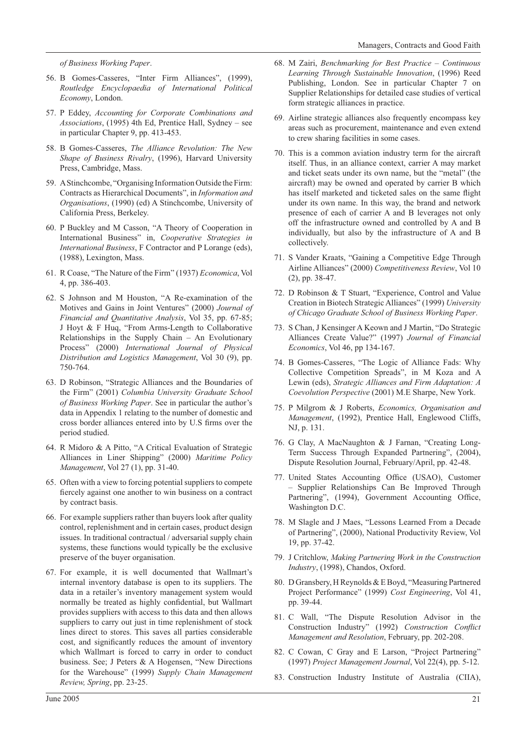*of Business Working Paper*.

56. B Gomes-Casseres, "Inter Firm Alliances", (1999), *Routledge Encyclopaedia of International Political Economy*, London.

57. P Eddey, *Accounting for Corporate Combinations and Associations*, (1995) 4th Ed, Prentice Hall, Sydney – see in particular Chapter 9, pp. 413-453.

58. B Gomes-Casseres, *The Alliance Revolution: The New Shape of Business Rivalry*, (1996), Harvard University Press, Cambridge, Mass.

59. A Stinchcombe, "Organising Information Outside the Firm: Contracts as Hierarchical Documents", in *Information and Organisations*, (1990) (ed) A Stinchcombe, University of California Press, Berkeley.

60. P Buckley and M Casson, "A Theory of Cooperation in International Business" in, *Cooperative Strategies in International Business*, F Contractor and P Lorange (eds), (1988), Lexington, Mass.

61. R Coase, "The Nature of the Firm" (1937) *Economica*, Vol 4, pp. 386-403.

62. S Johnson and M Houston, "A Re-examination of the Motives and Gains in Joint Ventures" (2000) *Journal of Financial and Quantitative Analysis*, Vol 35, pp. 67-85; J Hoyt & F Huq, "From Arms-Length to Collaborative Relationships in the Supply Chain – An Evolutionary Process" (2000) *International Journal of Physical Distribution and Logistics Management*, Vol 30 (9), pp. 750-764.

63. D Robinson, "Strategic Alliances and the Boundaries of the Firm" (2001) *Columbia University Graduate School of Business Working Paper*. See in particular the author's data in Appendix 1 relating to the number of domestic and cross border alliances entered into by U.S firms over the period studied.

64. R Midoro & A Pitto, "A Critical Evaluation of Strategic Alliances in Liner Shipping" (2000) *Maritime Policy Management*, Vol 27 (1), pp. 31-40.

65. Often with a view to forcing potential suppliers to compete fiercely against one another to win business on a contract by contract basis.

66. For example suppliers rather than buyers look after quality control, replenishment and in certain cases, product design issues. In traditional contractual / adversarial supply chain systems, these functions would typically be the exclusive preserve of the buyer organisation.

67. For example, it is well documented that Wallmart's internal inventory database is open to its suppliers. The data in a retailer's inventory management system would normally be treated as highly confidential, but Wallmart provides suppliers with access to this data and then allows suppliers to carry out just in time replenishment of stock lines direct to stores. This saves all parties considerable cost, and significantly reduces the amount of inventory which Wallmart is forced to carry in order to conduct business. See; J Peters & A Hogensen, "New Directions for the Warehouse" (1999) *Supply Chain Management Review, Spring*, pp. 23-25.

68. M Zairi, *Benchmarking for Best Practice – Continuous Learning Through Sustainable Innovation*, (1996) Reed Publishing, London. See in particular Chapter 7 on Supplier Relationships for detailed case studies of vertical form strategic alliances in practice.

69. Airline strategic alliances also frequently encompass key areas such as procurement, maintenance and even extend to crew sharing facilities in some cases.

70. This is a common aviation industry term for the aircraft itself. Thus, in an alliance context, carrier A may market and ticket seats under its own name, but the "metal" (the aircraft) may be owned and operated by carrier B which has itself marketed and ticketed sales on the same flight under its own name. In this way, the brand and network presence of each of carrier A and B leverages not only off the infrastructure owned and controlled by A and B individually, but also by the infrastructure of A and B collectively.

71. S Vander Kraats, "Gaining a Competitive Edge Through Airline Alliances" (2000) *Competitiveness Review*, Vol 10 (2), pp. 38-47.

72. D Robinson & T Stuart, "Experience, Control and Value Creation in Biotech Strategic Alliances" (1999) *University of Chicago Graduate School of Business Working Paper*.

73. S Chan, J Kensinger A Keown and J Martin, "Do Strategic Alliances Create Value?" (1997) *Journal of Financial Economics*, Vol 46, pp 134-167.

74. B Gomes-Casseres, "The Logic of Alliance Fads: Why Collective Competition Spreads", in M Koza and A Lewin (eds), *Strategic Alliances and Firm Adaptation: A Coevolution Perspective* (2001) M.E Sharpe, New York.

75. P Milgrom & J Roberts, *Economics, Organisation and Management*, (1992), Prentice Hall, Englewood Cliffs, NJ, p. 131.

76. G Clay, A MacNaughton & J Farnan, "Creating Long-Term Success Through Expanded Partnering", (2004), Dispute Resolution Journal, February/April, pp. 42-48.

77. United States Accounting Office (USAO), Customer – Supplier Relationships Can Be Improved Through Partnering", (1994), Government Accounting Office, Washington D.C.

78. M Slagle and J Maes, "Lessons Learned From a Decade of Partnering", (2000), National Productivity Review, Vol 19, pp. 37-42.

79. J Critchlow, *Making Partnering Work in the Construction Industry*, (1998), Chandos, Oxford.

80. D Gransbery, H Reynolds & E Boyd, "Measuring Partnered Project Performance" (1999) *Cost Engineering*, Vol 41, pp. 39-44.

81. C Wall, "The Dispute Resolution Advisor in the Construction Industry" (1992) *Construction Conflict Management and Resolution*, February, pp. 202-208.

82. C Cowan, C Gray and E Larson, "Project Partnering" (1997) *Project Management Journal*, Vol 22(4), pp. 5-12.

83. Construction Industry Institute of Australia (CIIA),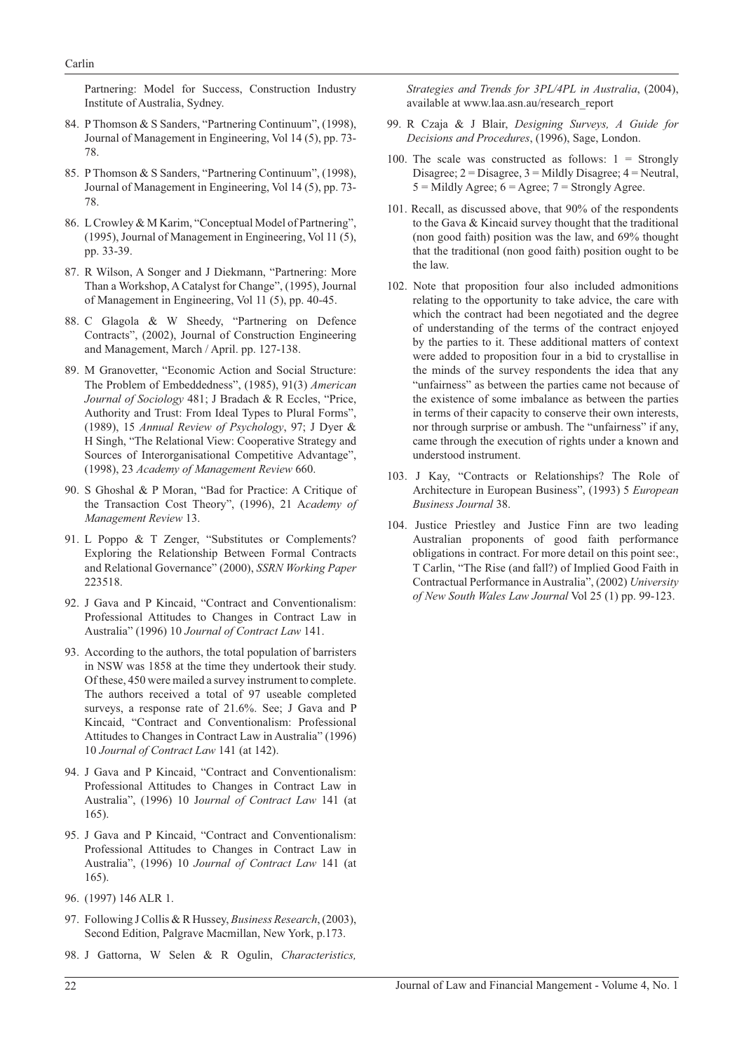Partnering: Model for Success, Construction Industry Institute of Australia, Sydney.

84. P Thomson & S Sanders, "Partnering Continuum", (1998), Journal of Management in Engineering, Vol 14 (5), pp. 73-78.

85. P Thomson & S Sanders, "Partnering Continuum", (1998), Journal of Management in Engineering, Vol 14 (5), pp. 73-78.

86. L Crowley & M Karim, "Conceptual Model of Partnering", (1995), Journal of Management in Engineering, Vol 11 (5), pp. 33-39.

87. R Wilson, A Songer and J Diekmann, "Partnering: More Than a Workshop, A Catalyst for Change", (1995), Journal of Management in Engineering, Vol 11 (5), pp. 40-45.

88. C Glagola & W Sheedy, "Partnering on Defence Contracts", (2002), Journal of Construction Engineering and Management, March / April. pp. 127-138.

89. M Granovetter, "Economic Action and Social Structure: The Problem of Embeddedness", (1985), 91(3) *American Journal of Sociology* 481; J Bradach & R Eccles, "Price, Authority and Trust: From Ideal Types to Plural Forms", (1989), 15 *Annual Review of Psychology*, 97; J Dyer & H Singh, "The Relational View: Cooperative Strategy and Sources of Interorganisational Competitive Advantage", (1998), 23 *Academy of Management Review* 660.

90. S Ghoshal & P Moran, "Bad for Practice: A Critique of the Transaction Cost Theory", (1996), 21 A*cademy of Management Review* 13.

91. L Poppo & T Zenger, "Substitutes or Complements? Exploring the Relationship Between Formal Contracts and Relational Governance" (2000), *SSRN Working Paper* 223518.

92. J Gava and P Kincaid, "Contract and Conventionalism: Professional Attitudes to Changes in Contract Law in Australia" (1996) 10 *Journal of Contract Law* 141.

93. According to the authors, the total population of barristers in NSW was 1858 at the time they undertook their study. Of these, 450 were mailed a survey instrument to complete. The authors received a total of 97 useable completed surveys, a response rate of 21.6%. See; J Gava and P Kincaid, "Contract and Conventionalism: Professional Attitudes to Changes in Contract Law in Australia" (1996) 10 *Journal of Contract Law* 141 (at 142).

94. J Gava and P Kincaid, "Contract and Conventionalism: Professional Attitudes to Changes in Contract Law in Australia", (1996) 10 J*ournal of Contract Law* 141 (at 165).

95. J Gava and P Kincaid, "Contract and Conventionalism: Professional Attitudes to Changes in Contract Law in Australia", (1996) 10 *Journal of Contract Law* 141 (at 165).

96. (1997) 146 ALR 1.

97. Following J Collis & R Hussey, *Business Research*, (2003), Second Edition, Palgrave Macmillan, New York, p.173.

98. J Gattorna, W Selen & R Ogulin, *Characteristics, Strategies and Trends for 3PL/4PL in Australia*, (2004), available at www.laa.asn.au/research_report

99. R Czaja & J Blair, *Designing Surveys, A Guide for Decisions and Procedures*, (1996), Sage, London.

100. The scale was constructed as follows: 1 = Strongly Disagree; 2 = Disagree, 3 = Mildly Disagree; 4 = Neutral, 5 = Mildly Agree; 6 = Agree; 7 = Strongly Agree.

101. Recall, as discussed above, that 90% of the respondents to the Gava & Kincaid survey thought that the traditional (non good faith) position was the law, and 69% thought that the traditional (non good faith) position ought to be the law.

102. Note that proposition four also included admonitions relating to the opportunity to take advice, the care with which the contract had been negotiated and the degree of understanding of the terms of the contract enjoyed by the parties to it. These additional matters of context were added to proposition four in a bid to crystallise in the minds of the survey respondents the idea that any "unfairness" as between the parties came not because of the existence of some imbalance as between the parties in terms of their capacity to conserve their own interests, nor through surprise or ambush. The "unfairness" if any, came through the execution of rights under a known and understood instrument.

103. J Kay, "Contracts or Relationships? The Role of Architecture in European Business", (1993) 5 *European Business Journal* 38.

104. Justice Priestley and Justice Finn are two leading Australian proponents of good faith performance obligations in contract. For more detail on this point see:, T Carlin, "The Rise (and fall?) of Implied Good Faith in Contractual Performance in Australia", (2002) *University of New South Wales Law Journal* Vol 25 (1) pp. 99-123.